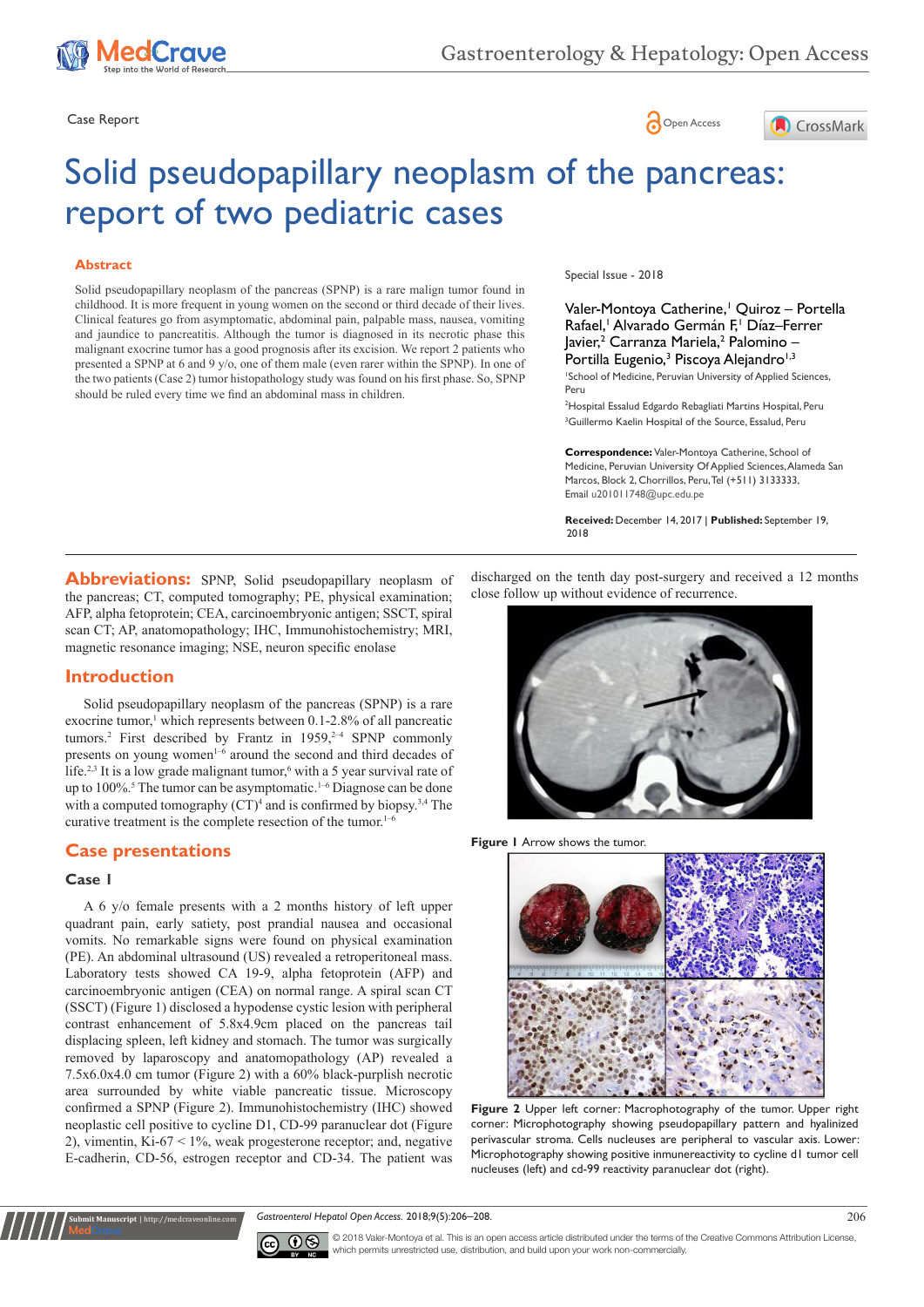Case Report

# Solid pseudopapillary neoplasm of the pancreas: report of two pediatric cases

Special Issue - 2018

Valer-Montoya Catherine,[1] Quiroz – Portella Rafael,[1] Alvarado Germán F,[1] Díaz–Ferrer Javier,[2] Carranza Mariela,[2] Palomino – Portilla Eugenio,[3] Piscoya Alejandro[1,3]

[1]School of Medicine, Peruvian University of Applied Sciences, Peru

[2]Hospital Essalud Edgardo Rebagliati Martins Hospital, Peru

[3]Guillermo Kaelin Hospital of the Source, Essalud, Peru

**Correspondence:** Valer-Montoya Catherine, School of Medicine, Peruvian University Of Applied Sciences, Alameda San Marcos, Block 2, Chorrillos, Peru, Tel (+511) 3133333, Email u201011748@upc.edu.pe

**Received:** December 14, 2017 | **Published:** September 19, 2018

## Abstract

Solid pseudopapillary neoplasm of the pancreas (SPNP) is a rare malign tumor found in childhood. It is more frequent in young women on the second or third decade of their lives. Clinical features go from asymptomatic, abdominal pain, palpable mass, nausea, vomiting and jaundice to pancreatitis. Although the tumor is diagnosed in its necrotic phase this malignant exocrine tumor has a good prognosis after its excision. We report 2 patients who presented a SPNP at 6 and 9 y/o, one of them male (even rarer within the SPNP). In one of the two patients (Case 2) tumor histopathology study was found on his first phase. So, SPNP should be ruled every time we find an abdominal mass in children.

**Abbreviations:** SPNP, Solid pseudopapillary neoplasm of the pancreas; CT, computed tomography; PE, physical examination; AFP, alpha fetoprotein; CEA, carcinoembryonic antigen; SSCT, spiral scan CT; AP, anatomopathology; IHC, Immunohistochemistry; MRI, magnetic resonance imaging; NSE, neuron specific enolase

## Introduction

Solid pseudopapillary neoplasm of the pancreas (SPNP) is a rare exocrine tumor,[1] which represents between 0.1-2.8% of all pancreatic tumors.[2] First described by Frantz in 1959,[2–4] SPNP commonly presents on young women[1–6] around the second and third decades of life.[2,3] It is a low grade malignant tumor,[6] with a 5 year survival rate of up to 100%.[5] The tumor can be asymptomatic.[1–6] Diagnose can be done with a computed tomography (CT)[4] and is confirmed by biopsy.[3,4] The curative treatment is the complete resection of the tumor.[1–6]

## Case presentations

### Case 1

A 6 y/o female presents with a 2 months history of left upper quadrant pain, early satiety, post prandial nausea and occasional vomits. No remarkable signs were found on physical examination (PE). An abdominal ultrasound (US) revealed a retroperitoneal mass. Laboratory tests showed CA 19-9, alpha fetoprotein (AFP) and carcinoembryonic antigen (CEA) on normal range. A spiral scan CT (SSCT) (Figure 1) disclosed a hypodense cystic lesion with peripheral contrast enhancement of 5.8x4.9cm placed on the pancreas tail displacing spleen, left kidney and stomach. The tumor was surgically removed by laparoscopy and anatomopathology (AP) revealed a 7.5x6.0x4.0 cm tumor (Figure 2) with a 60% black-purplish necrotic area surrounded by white viable pancreatic tissue. Microscopy confirmed a SPNP (Figure 2). Immunohistochemistry (IHC) showed neoplastic cell positive to cycline D1, CD-99 paranuclear dot (Figure 2), vimentin, Ki-67 < 1%, weak progesterone receptor; and, negative E-cadherin, CD-56, estrogen receptor and CD-34. The patient was discharged on the tenth day post-surgery and received a 12 months close follow up without evidence of recurrence.

**Figure 1** Arrow shows the tumor.

**Figure 2** Upper left corner: Macrophotography of the tumor. Upper right corner: Microphotography showing pseudopapillary pattern and hyalinized perivascular stroma. Cells nucleuses are peripheral to vascular axis. Lower: Microphotography showing positive inmunereactivity to cycline d1 tumor cell nucleuses (left) and cd-99 reactivity paranuclear dot (right).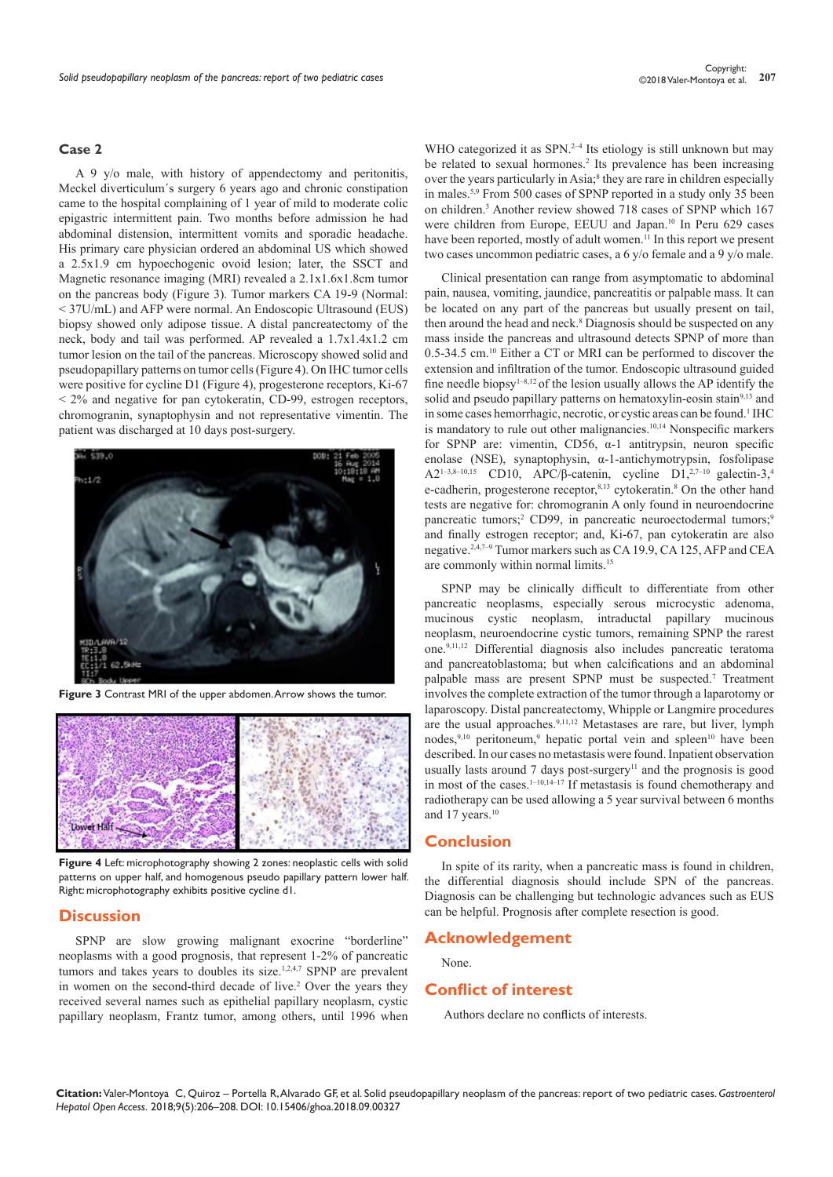## Case 2

A 9 y/o male, with history of appendectomy and peritonitis, Meckel diverticulum´s surgery 6 years ago and chronic constipation came to the hospital complaining of 1 year of mild to moderate colic epigastric intermittent pain. Two months before admission he had abdominal distension, intermittent vomits and sporadic headache. His primary care physician ordered an abdominal US which showed a 2.5x1.9 cm hypoechogenic ovoid lesion; later, the SSCT and Magnetic resonance imaging (MRI) revealed a 2.1x1.6x1.8cm tumor on the pancreas body (Figure 3). Tumor markers CA 19-9 (Normal: < 37U/mL) and AFP were normal. An Endoscopic Ultrasound (EUS) biopsy showed only adipose tissue. A distal pancreatectomy of the neck, body and tail was performed. AP revealed a 1.7x1.4x1.2 cm tumor lesion on the tail of the pancreas. Microscopy showed solid and pseudopapillary patterns on tumor cells (Figure 4). On IHC tumor cells were positive for cycline D1 (Figure 4), progesterone receptors, Ki-67 < 2% and negative for pan cytokeratin, CD-99, estrogen receptors, chromogranin, synaptophysin and not representative vimentin. The patient was discharged at 10 days post-surgery.

**Figure 3** Contrast MRI of the upper abdomen. Arrow shows the tumor.

**Figure 4** Left: microphotography showing 2 zones: neoplastic cells with solid patterns on upper half, and homogenous pseudo papillary pattern lower half. Right: microphotography exhibits positive cycline d1.

## Discussion

SPNP are slow growing malignant exocrine "borderline" neoplasms with a good prognosis, that represent 1-2% of pancreatic tumors and takes years to doubles its size.[1,2,4,7] SPNP are prevalent in women on the second-third decade of live.[2] Over the years they received several names such as epithelial papillary neoplasm, cystic papillary neoplasm, Frantz tumor, among others, until 1996 when WHO categorized it as SPN.[2–4] Its etiology is still unknown but may be related to sexual hormones.[2] Its prevalence has been increasing over the years particularly in Asia;[8] they are rare in children especially in males.[5,9] From 500 cases of SPNP reported in a study only 35 been on children.[3] Another review showed 718 cases of SPNP which 167 were children from Europe, EEUU and Japan.[10] In Peru 629 cases have been reported, mostly of adult women.[11] In this report we present two cases uncommon pediatric cases, a 6 y/o female and a 9 y/o male.

Clinical presentation can range from asymptomatic to abdominal pain, nausea, vomiting, jaundice, pancreatitis or palpable mass. It can be located on any part of the pancreas but usually present on tail, then around the head and neck.[8] Diagnosis should be suspected on any mass inside the pancreas and ultrasound detects SPNP of more than 0.5-34.5 cm.[10] Either a CT or MRI can be performed to discover the extension and infiltration of the tumor. Endoscopic ultrasound guided fine needle biopsy[1–8,12] of the lesion usually allows the AP identify the solid and pseudo papillary patterns on hematoxylin-eosin stain[9,13] and in some cases hemorrhagic, necrotic, or cystic areas can be found.[1] IHC is mandatory to rule out other malignancies.[10,14] Nonspecific markers for SPNP are: vimentin, CD56, α-1 antitrypsin, neuron specific enolase (NSE), synaptophysin, α-1-antichymotrypsin, fosfolipase A2[1–3,8–10,15] CD10, APC/β-catenin, cycline D1,[2,7–10] galectin-3,[4] e-cadherin, progesterone receptor,[8,13] cytokeratin.[8] On the other hand tests are negative for: chromogranin A only found in neuroendocrine pancreatic tumors;[2] CD99, in pancreatic neuroectodermal tumors;[9] and finally estrogen receptor; and, Ki-67, pan cytokeratin are also negative.[2,4,7–9] Tumor markers such as CA 19.9, CA 125, AFP and CEA are commonly within normal limits.[15]

SPNP may be clinically difficult to differentiate from other pancreatic neoplasms, especially serous microcystic adenoma, mucinous cystic neoplasm, intraductal papillary mucinous neoplasm, neuroendocrine cystic tumors, remaining SPNP the rarest one.[9,11,12] Differential diagnosis also includes pancreatic teratoma and pancreatoblastoma; but when calcifications and an abdominal palpable mass are present SPNP must be suspected.[7] Treatment involves the complete extraction of the tumor through a laparotomy or laparoscopy. Distal pancreatectomy, Whipple or Langmire procedures are the usual approaches.[9,11,12] Metastases are rare, but liver, lymph nodes,[9,10] peritoneum,[9] hepatic portal vein and spleen[10] have been described. In our cases no metastasis were found. Inpatient observation usually lasts around 7 days post-surgery[11] and the prognosis is good in most of the cases.[1–10,14–17] If metastasis is found chemotherapy and radiotherapy can be used allowing a 5 year survival between 6 months and 17 years.[10]

## Conclusion

In spite of its rarity, when a pancreatic mass is found in children, the differential diagnosis should include SPN of the pancreas. Diagnosis can be challenging but technologic advances such as EUS can be helpful. Prognosis after complete resection is good.

## Acknowledgement

None.

## Conflict of interest

Authors declare no conflicts of interests.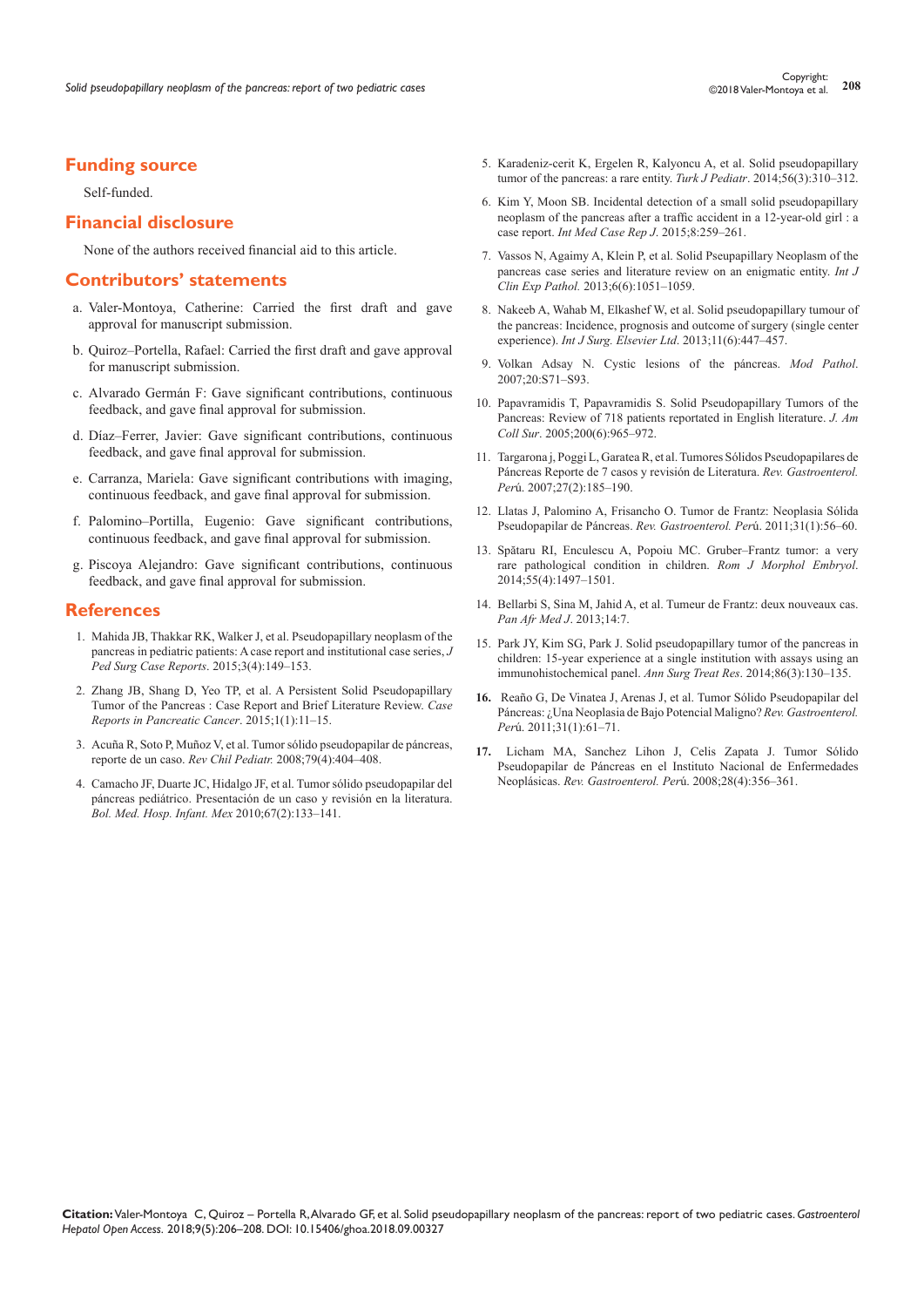## Funding source

Self-funded.

## Financial disclosure

None of the authors received financial aid to this article.

## Contributors' statements

a. Valer-Montoya, Catherine: Carried the first draft and gave approval for manuscript submission.

b. Quiroz–Portella, Rafael: Carried the first draft and gave approval for manuscript submission.

c. Alvarado Germán F: Gave significant contributions, continuous feedback, and gave final approval for submission.

d. Díaz–Ferrer, Javier: Gave significant contributions, continuous feedback, and gave final approval for submission.

e. Carranza, Mariela: Gave significant contributions with imaging, continuous feedback, and gave final approval for submission.

f. Palomino–Portilla, Eugenio: Gave significant contributions, continuous feedback, and gave final approval for submission.

g. Piscoya Alejandro: Gave significant contributions, continuous feedback, and gave final approval for submission.

## References

1. Mahida JB, Thakkar RK, Walker J, et al. Pseudopapillary neoplasm of the pancreas in pediatric patients: A case report and institutional case series, *J Ped Surg Case Reports*. 2015;3(4):149–153.
2. Zhang JB, Shang D, Yeo TP, et al. A Persistent Solid Pseudopapillary Tumor of the Pancreas : Case Report and Brief Literature Review. *Case Reports in Pancreatic Cancer*. 2015;1(1):11–15.
3. Acuña R, Soto P, Muñoz V, et al. Tumor sólido pseudopapilar de páncreas, reporte de un caso. *Rev Chil Pediatr.* 2008;79(4):404–408.
4. Camacho JF, Duarte JC, Hidalgo JF, et al. Tumor sólido pseudopapilar del páncreas pediátrico. Presentación de un caso y revisión en la literatura. *Bol. Med. Hosp. Infant. Mex* 2010;67(2):133–141.
5. Karadeniz-cerit K, Ergelen R, Kalyoncu A, et al. Solid pseudopapillary tumor of the pancreas: a rare entity. *Turk J Pediatr*. 2014;56(3):310–312.
6. Kim Y, Moon SB. Incidental detection of a small solid pseudopapillary neoplasm of the pancreas after a traffic accident in a 12-year-old girl : a case report. *Int Med Case Rep J*. 2015;8:259–261.
7. Vassos N, Agaimy A, Klein P, et al. Solid Pseupapillary Neoplasm of the pancreas case series and literature review on an enigmatic entity. *Int J Clin Exp Pathol.* 2013;6(6):1051–1059.
8. Nakeeb A, Wahab M, Elkashef W, et al. Solid pseudopapillary tumour of the pancreas: Incidence, prognosis and outcome of surgery (single center experience). *Int J Surg. Elsevier Ltd*. 2013;11(6):447–457.
9. Volkan Adsay N. Cystic lesions of the páncreas. *Mod Pathol*. 2007;20:S71–S93.
10. Papavramidis T, Papavramidis S. Solid Pseudopapillary Tumors of the Pancreas: Review of 718 patients reportated in English literature. *J. Am Coll Sur*. 2005;200(6):965–972.
11. Targarona j, Poggi L, Garatea R, et al. Tumores Sólidos Pseudopapilares de Páncreas Reporte de 7 casos y revisión de Literatura. *Rev. Gastroenterol. Perú.* 2007;27(2):185–190.
12. Llatas J, Palomino A, Frisancho O. Tumor de Frantz: Neoplasia Sólida Pseudopapilar de Páncreas. *Rev. Gastroenterol. Perú*. 2011;31(1):56–60.
13. Spătaru RI, Enculescu A, Popoiu MC. Gruber–Frantz tumor: a very rare pathological condition in children. *Rom J Morphol Embryol*. 2014;55(4):1497–1501.
14. Bellarbi S, Sina M, Jahid A, et al. Tumeur de Frantz: deux nouveaux cas. *Pan Afr Med J*. 2013;14:7.
15. Park JY, Kim SG, Park J. Solid pseudopapillary tumor of the pancreas in children: 15-year experience at a single institution with assays using an immunohistochemical panel. *Ann Surg Treat Res*. 2014;86(3):130–135.
16. Reaño G, De Vinatea J, Arenas J, et al. Tumor Sólido Pseudopapilar del Páncreas: ¿Una Neoplasia de Bajo Potencial Maligno? *Rev. Gastroenterol. Perú*. 2011;31(1):61–71.
17. Licham MA, Sanchez Lihon J, Celis Zapata J. Tumor Sólido Pseudopapilar de Páncreas en el Instituto Nacional de Enfermedades Neoplásicas. *Rev. Gastroenterol. Perú*. 2008;28(4):356–361.